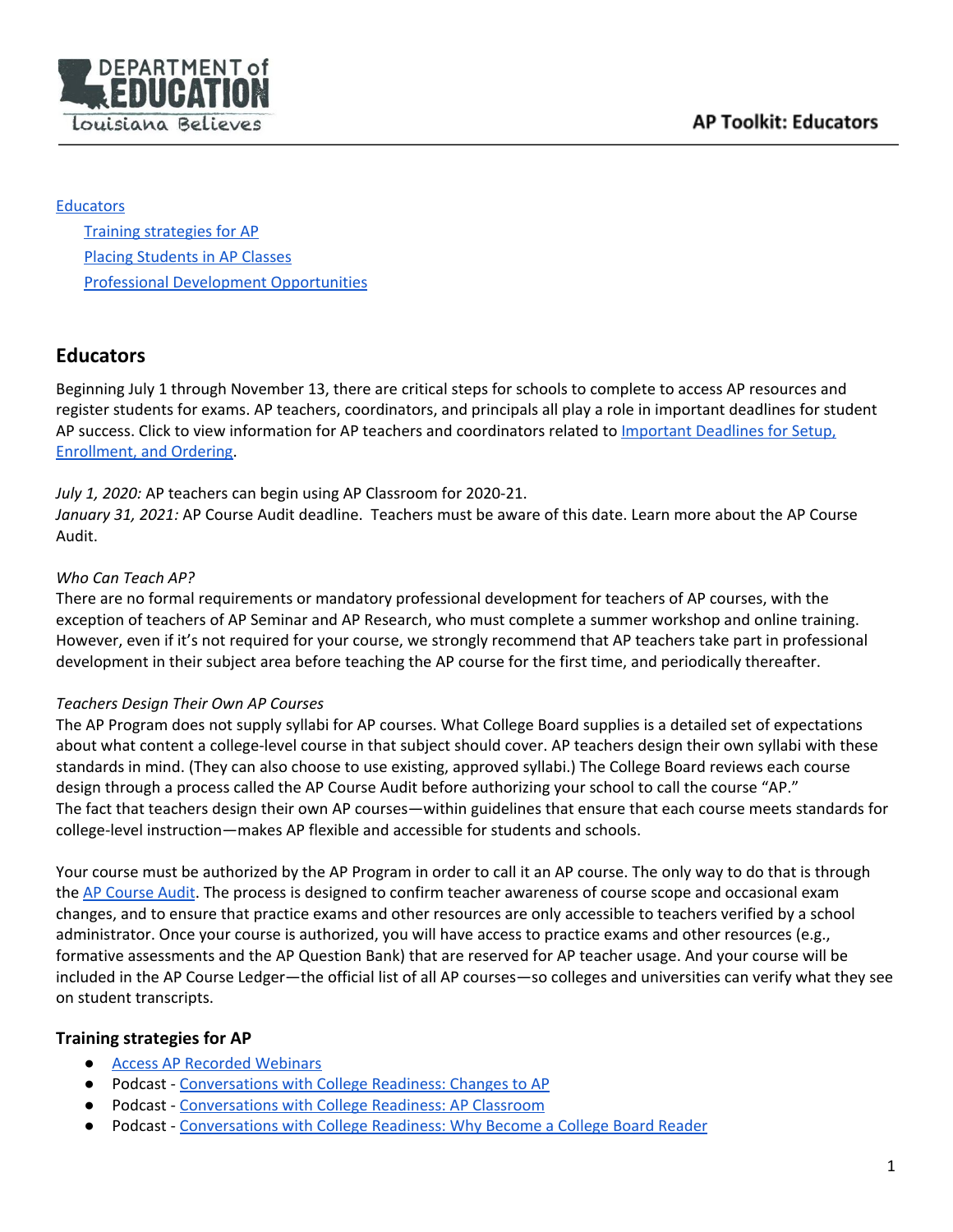AP Toolkit: Educators

[Educators](#)

- [Training strategies for AP](#)
- [Placing Students in AP Classes](#)
- [Professional Development Opportunities](#)

## Educators

Beginning July 1 through November 13, there are critical steps for schools to complete to access AP resources and register students for exams. AP teachers, coordinators, and principals all play a role in important deadlines for student AP success. Click to view information for AP teachers and coordinators related to [Important Deadlines for Setup, Enrollment, and Ordering](#).

*July 1, 2020:* AP teachers can begin using AP Classroom for 2020-21.
*January 31, 2021:* AP Course Audit deadline. Teachers must be aware of this date. Learn more about the AP Course Audit.

*Who Can Teach AP?*
There are no formal requirements or mandatory professional development for teachers of AP courses, with the exception of teachers of AP Seminar and AP Research, who must complete a summer workshop and online training. However, even if it's not required for your course, we strongly recommend that AP teachers take part in professional development in their subject area before teaching the AP course for the first time, and periodically thereafter.

*Teachers Design Their Own AP Courses*
The AP Program does not supply syllabi for AP courses. What College Board supplies is a detailed set of expectations about what content a college-level course in that subject should cover. AP teachers design their own syllabi with these standards in mind. (They can also choose to use existing, approved syllabi.) The College Board reviews each course design through a process called the AP Course Audit before authorizing your school to call the course "AP."
The fact that teachers design their own AP courses—within guidelines that ensure that each course meets standards for college-level instruction—makes AP flexible and accessible for students and schools.

Your course must be authorized by the AP Program in order to call it an AP course. The only way to do that is through the [AP Course Audit](#). The process is designed to confirm teacher awareness of course scope and occasional exam changes, and to ensure that practice exams and other resources are only accessible to teachers verified by a school administrator. Once your course is authorized, you will have access to practice exams and other resources (e.g., formative assessments and the AP Question Bank) that are reserved for AP teacher usage. And your course will be included in the AP Course Ledger—the official list of all AP courses—so colleges and universities can verify what they see on student transcripts.

### Training strategies for AP

- [Access AP Recorded Webinars](#)
- Podcast - [Conversations with College Readiness: Changes to AP](#)
- Podcast - [Conversations with College Readiness: AP Classroom](#)
- Podcast - [Conversations with College Readiness: Why Become a College Board Reader](#)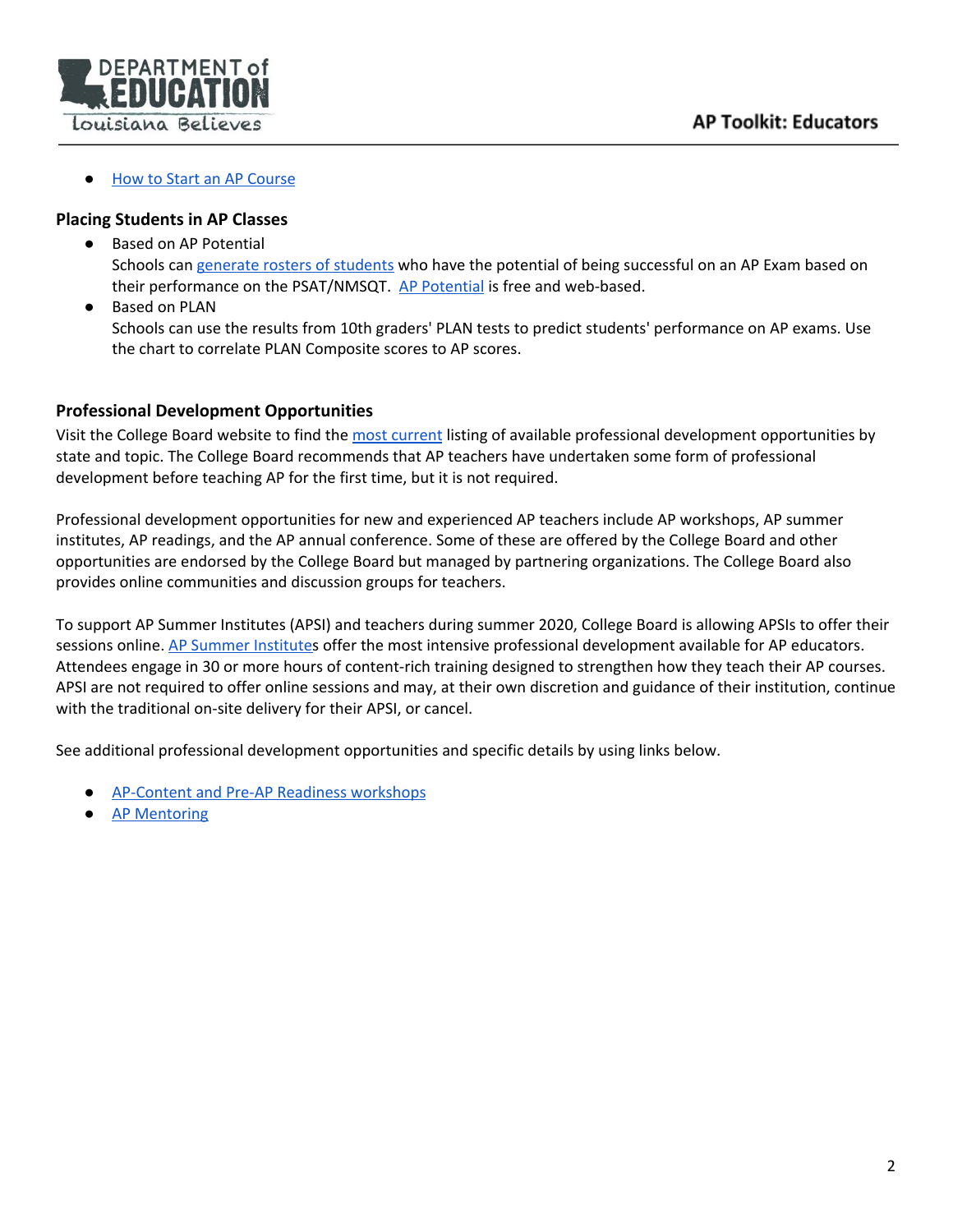- How to Start an AP Course

## Placing Students in AP Classes

- Based on AP Potential
  Schools can generate rosters of students who have the potential of being successful on an AP Exam based on their performance on the PSAT/NMSQT. AP Potential is free and web-based.
- Based on PLAN
  Schools can use the results from 10th graders' PLAN tests to predict students' performance on AP exams. Use the chart to correlate PLAN Composite scores to AP scores.

## Professional Development Opportunities

Visit the College Board website to find the most current listing of available professional development opportunities by state and topic. The College Board recommends that AP teachers have undertaken some form of professional development before teaching AP for the first time, but it is not required.

Professional development opportunities for new and experienced AP teachers include AP workshops, AP summer institutes, AP readings, and the AP annual conference. Some of these are offered by the College Board and other opportunities are endorsed by the College Board but managed by partnering organizations. The College Board also provides online communities and discussion groups for teachers.

To support AP Summer Institutes (APSI) and teachers during summer 2020, College Board is allowing APSIs to offer their sessions online. AP Summer Institutes offer the most intensive professional development available for AP educators. Attendees engage in 30 or more hours of content-rich training designed to strengthen how they teach their AP courses. APSI are not required to offer online sessions and may, at their own discretion and guidance of their institution, continue with the traditional on-site delivery for their APSI, or cancel.

See additional professional development opportunities and specific details by using links below.

- AP-Content and Pre-AP Readiness workshops
- AP Mentoring